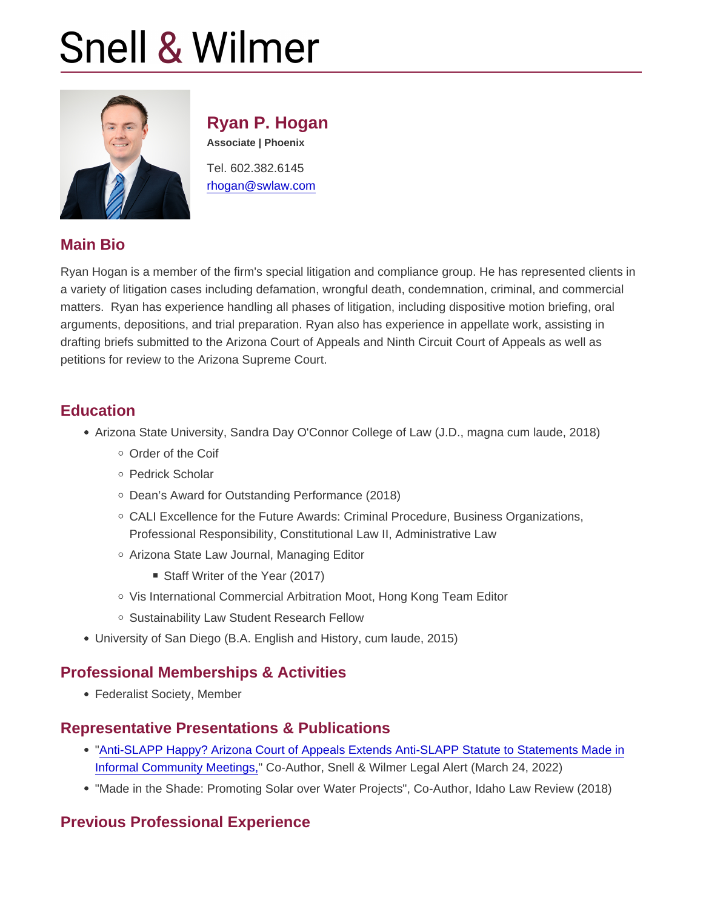# Snell & Wilmer

## Ryan P. Hogan

**Associate | Phoenix**

Tel. 602.382.6145

rhogan@swlaw.com

## Main Bio

Ryan Hogan is a member of the firm's special litigation and compliance group. He has represented clients in a variety of litigation cases including defamation, wrongful death, condemnation, criminal, and commercial matters. Ryan has experience handling all phases of litigation, including dispositive motion briefing, oral arguments, depositions, and trial preparation. Ryan also has experience in appellate work, assisting in drafting briefs submitted to the Arizona Court of Appeals and Ninth Circuit Court of Appeals as well as petitions for review to the Arizona Supreme Court.

## Education

- Arizona State University, Sandra Day O'Connor College of Law (J.D., magna cum laude, 2018)
  - Order of the Coif
  - Pedrick Scholar
  - Dean's Award for Outstanding Performance (2018)
  - CALI Excellence for the Future Awards: Criminal Procedure, Business Organizations, Professional Responsibility, Constitutional Law II, Administrative Law
  - Arizona State Law Journal, Managing Editor
    - Staff Writer of the Year (2017)
  - Vis International Commercial Arbitration Moot, Hong Kong Team Editor
  - Sustainability Law Student Research Fellow
- University of San Diego (B.A. English and History, cum laude, 2015)

## Professional Memberships & Activities

- Federalist Society, Member

## Representative Presentations & Publications

- "Anti-SLAPP Happy? Arizona Court of Appeals Extends Anti-SLAPP Statute to Statements Made in Informal Community Meetings," Co-Author, Snell & Wilmer Legal Alert (March 24, 2022)
- "Made in the Shade: Promoting Solar over Water Projects", Co-Author, Idaho Law Review (2018)

## Previous Professional Experience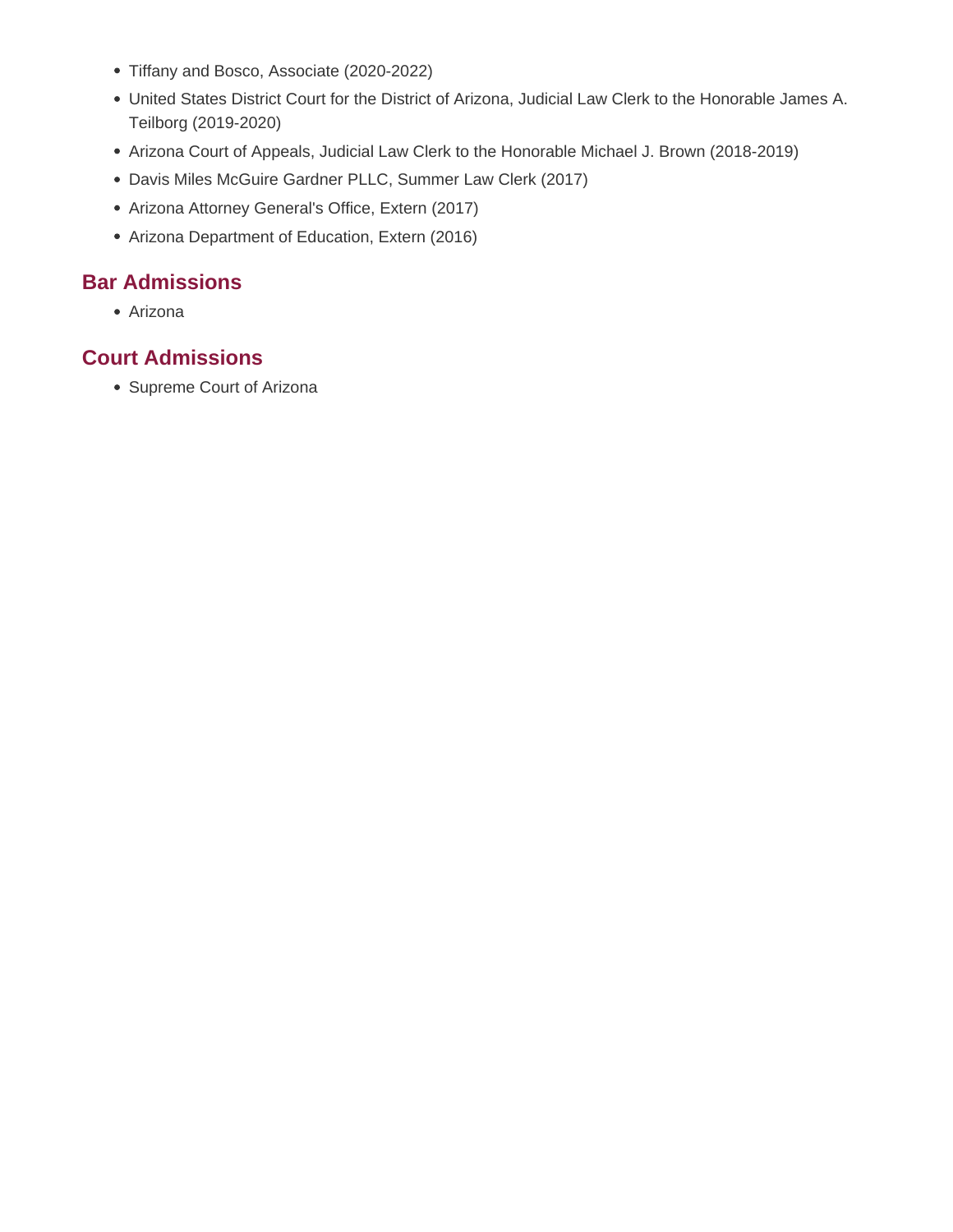- Tiffany and Bosco, Associate (2020-2022)
- United States District Court for the District of Arizona, Judicial Law Clerk to the Honorable James A. Teilborg (2019-2020)
- Arizona Court of Appeals, Judicial Law Clerk to the Honorable Michael J. Brown (2018-2019)
- Davis Miles McGuire Gardner PLLC, Summer Law Clerk (2017)
- Arizona Attorney General's Office, Extern (2017)
- Arizona Department of Education, Extern (2016)

## Bar Admissions

- Arizona

## Court Admissions

- Supreme Court of Arizona